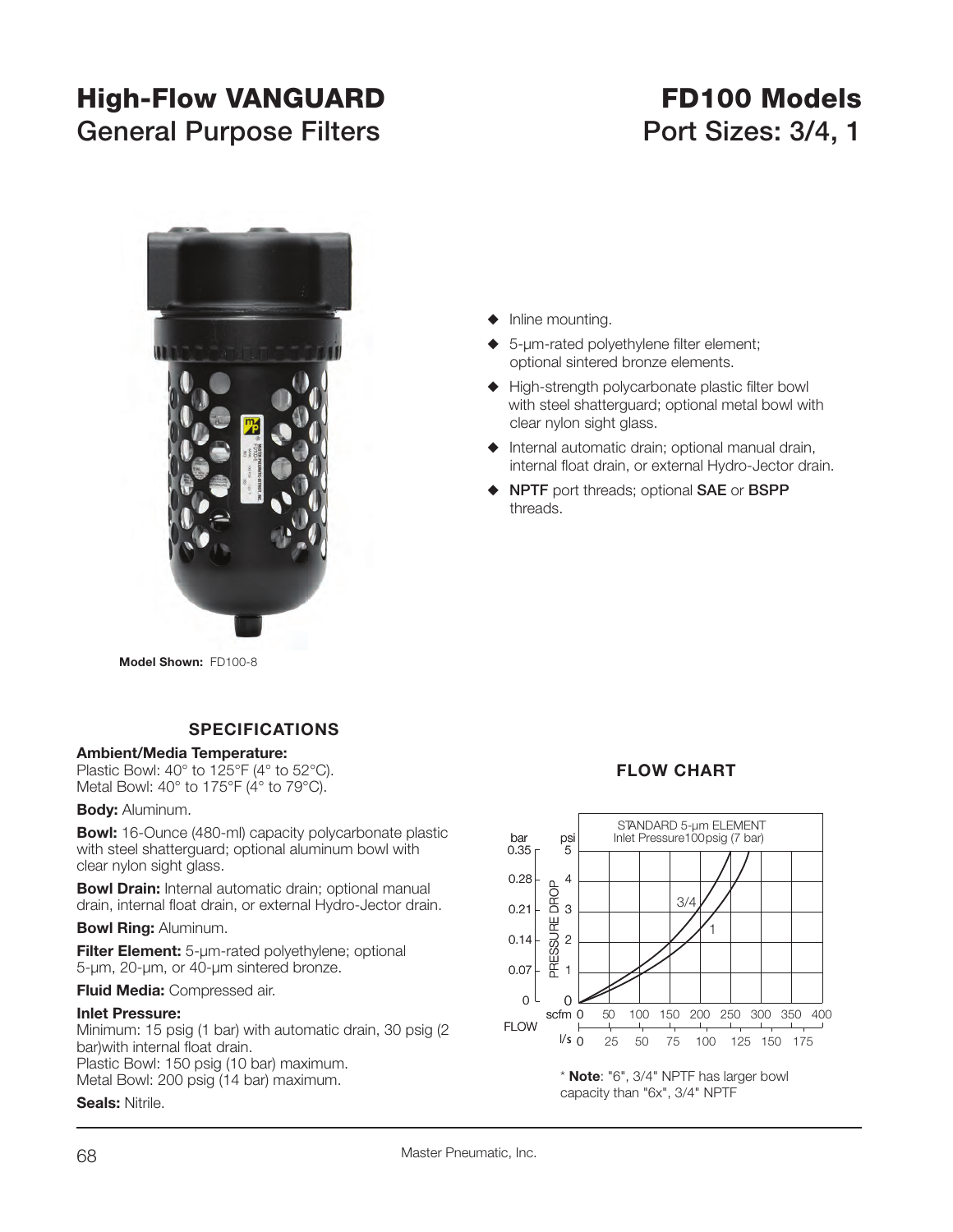# High-Flow VANGUARD
## General Purpose Filters

# FD100 Models
## Port Sizes: 3/4, 1

**Model Shown:** FD100-8

- Inline mounting.
- 5-µm-rated polyethylene filter element; optional sintered bronze elements.
- High-strength polycarbonate plastic filter bowl with steel shatterguard; optional metal bowl with clear nylon sight glass.
- Internal automatic drain; optional manual drain, internal float drain, or external Hydro-Jector drain.
- **NPTF** port threads; optional **SAE** or **BSPP** threads.

### SPECIFICATIONS

**Ambient/Media Temperature:**
Plastic Bowl: 40° to 125°F (4° to 52°C).
Metal Bowl: 40° to 175°F (4° to 79°C).

**Body:** Aluminum.

**Bowl:** 16-Ounce (480-ml) capacity polycarbonate plastic with steel shatterguard; optional aluminum bowl with clear nylon sight glass.

**Bowl Drain:** Internal automatic drain; optional manual drain, internal float drain, or external Hydro-Jector drain.

**Bowl Ring:** Aluminum.

**Filter Element:** 5-µm-rated polyethylene; optional 5-µm, 20-µm, or 40-µm sintered bronze.

**Fluid Media:** Compressed air.

**Inlet Pressure:**
Minimum: 15 psig (1 bar) with automatic drain, 30 psig (2 bar)with internal float drain.
Plastic Bowl: 150 psig (10 bar) maximum.
Metal Bowl: 200 psig (14 bar) maximum.

**Seals:** Nitrile.

### FLOW CHART

STANDARD 5-µm ELEMENT
Inlet Pressure100psig (7 bar)

PRESSURE DROP
bar: 0, 0.07, 0.14, 0.21, 0.28, 0.35
psi: 0, 1, 2, 3, 4, 5

FLOW
scfm: 0, 50, 100, 150, 200, 250, 300, 350, 400
l/s: 0, 25, 50, 75, 100, 125, 150, 175

3/4
1

* **Note**: "6", 3/4" NPTF has larger bowl capacity than "6x", 3/4" NPTF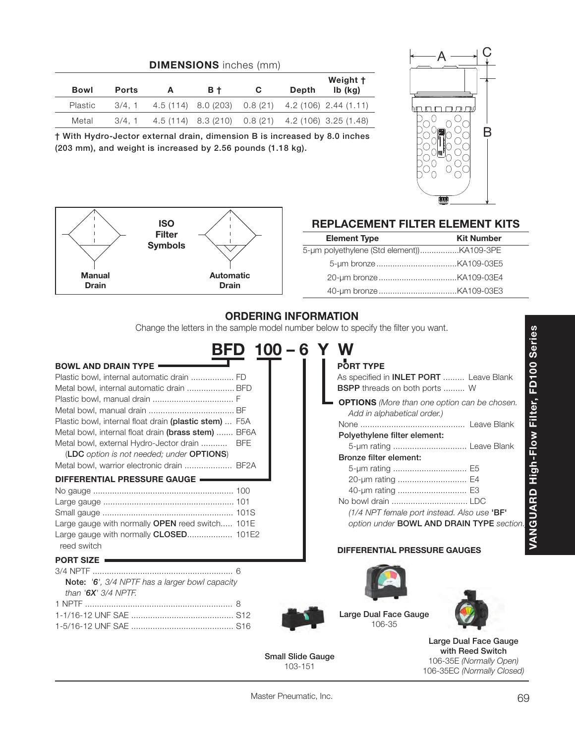## DIMENSIONS inches (mm)

| Bowl | Ports | A | B † | C | Depth | Weight † lb (kg) |
|---|---|---|---|---|---|---|
| Plastic | 3/4, 1 | 4.5 (114) | 8.0 (203) | 0.8 (21) | 4.2 (106) | 2.44 (1.11) |
| Metal | 3/4, 1 | 4.5 (114) | 8.3 (210) | 0.8 (21) | 4.2 (106) | 3.25 (1.48) |

**† With Hydro-Jector external drain, dimension B is increased by 8.0 inches (203 mm), and weight is increased by 2.56 pounds (1.18 kg).**

A
C
B

**ISO Filter Symbols**

**Manual Drain**

**Automatic Drain**

## REPLACEMENT FILTER ELEMENT KITS

| Element Type | Kit Number |
|---|---|
| 5-µm polyethylene (Std element)) | KA109-3PE |
| 5-µm bronze | KA109-03E5 |
| 20-µm bronze | KA109-03E4 |
| 40-µm bronze | KA109-03E3 |

## ORDERING INFORMATION

Change the letters in the sample model number below to specify the filter you want.

# BFD 100 – 6 Y W

**BOWL AND DRAIN TYPE**

- Plastic bowl, internal automatic drain .................. FD
- Metal bowl, internal automatic drain .................... BFD
- Plastic bowl, manual drain .................................. F
- Metal bowl, manual drain .................................... BF
- Plastic bowl, internal float drain **(plastic stem)** ... F5A
- Metal bowl, internal float drain **(brass stem)** ....... BF6A
- Metal bowl, external Hydro-Jector drain ........... BFE
  (**LDC** *option is not needed; under* **OPTIONS**)
- Metal bowl, warrior electronic drain .................... BF2A

**DIFFERENTIAL PRESSURE GAUGE**

- No gauge ........................................................... 100
- Large gauge ....................................................... 101
- Small gauge ....................................................... 101S
- Large gauge with normally **OPEN** reed switch..... 101E
- Large gauge with normally **CLOSED**................... 101E2
  reed switch

**PORT SIZE**

- 3/4 NPTF ........................................................... 6
  **Note:** *'**6**', 3/4 NPTF has a larger bowl capacity than '**6X**' 3/4 NPTF.*
- 1 NPTF .............................................................. 8
- 1-1/16-12 UNF SAE ........................................... S12
- 1-5/16-12 UNF SAE ........................................... S16

**PORT TYPE**

- As specified in **INLET PORT** ......... Leave Blank
- **BSPP** threads on both ports ......... W

**OPTIONS** *(More than one option can be chosen. Add in alphabetical order.)*

- None ............................................ Leave Blank
- **Polyethylene filter element:**
  - 5-µm rating ............................... Leave Blank
- **Bronze filter element:**
  - 5-µm rating ............................... E5
  - 20-µm rating ............................. E4
  - 40-µm rating ............................. E3
- No bowl drain ................................ LDC
  *(1/4 NPT female port instead. Also use* **'BF'** *option under* **BOWL AND DRAIN TYPE** *section.)*

**DIFFERENTIAL PRESSURE GAUGES**

**Large Dual Face Gauge**
106-35

**Large Dual Face Gauge with Reed Switch**
106-35E *(Normally Open)*
106-35EC *(Normally Closed)*

**Small Slide Gauge**
103-151